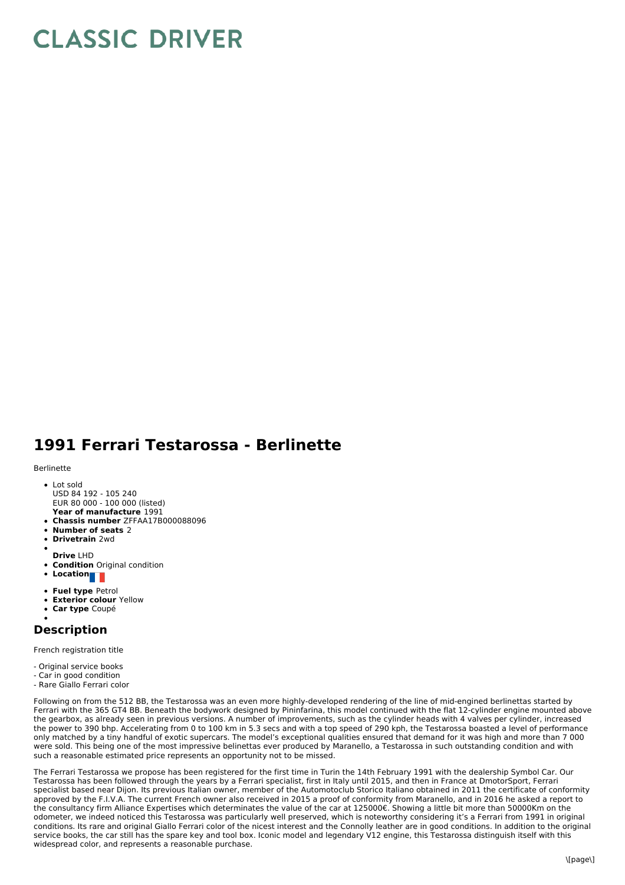# CLASSIC DRIVER

## 1991 Ferrari Testarossa - Berlinette

Berlinette

- Lot sold
  USD 84 192 - 105 240
  EUR 80 000 - 100 000 (listed)
  **Year of manufacture** 1991
- **Chassis number** ZFFAA17B000088096
- **Number of seats** 2
- **Drivetrain** 2wd
- **Drive** LHD
- **Condition** Original condition
- **Location**
- **Fuel type** Petrol
- **Exterior colour** Yellow
- **Car type** Coupé

### Description

French registration title

- Original service books
- Car in good condition
- Rare Giallo Ferrari color

Following on from the 512 BB, the Testarossa was an even more highly-developed rendering of the line of mid-engined berlinettas started by Ferrari with the 365 GT4 BB. Beneath the bodywork designed by Pininfarina, this model continued with the flat 12-cylinder engine mounted above the gearbox, as already seen in previous versions. A number of improvements, such as the cylinder heads with 4 valves per cylinder, increased the power to 390 bhp. Accelerating from 0 to 100 km in 5.3 secs and with a top speed of 290 kph, the Testarossa boasted a level of performance only matched by a tiny handful of exotic supercars. The model's exceptional qualities ensured that demand for it was high and more than 7 000 were sold. This being one of the most impressive belinettas ever produced by Maranello, a Testarossa in such outstanding condition and with such a reasonable estimated price represents an opportunity not to be missed.

The Ferrari Testarossa we propose has been registered for the first time in Turin the 14th February 1991 with the dealership Symbol Car. Our Testarossa has been followed through the years by a Ferrari specialist, first in Italy until 2015, and then in France at DmotorSport, Ferrari specialist based near Dijon. Its previous Italian owner, member of the Automotoclub Storico Italiano obtained in 2011 the certificate of conformity approved by the F.I.V.A. The current French owner also received in 2015 a proof of conformity from Maranello, and in 2016 he asked a report to the consultancy firm Alliance Expertises which determinates the value of the car at 125000€. Showing a little bit more than 50000Km on the odometer, we indeed noticed this Testarossa was particularly well preserved, which is noteworthy considering it's a Ferrari from 1991 in original conditions. Its rare and original Giallo Ferrari color of the nicest interest and the Connolly leather are in good conditions. In addition to the original service books, the car still has the spare key and tool box. Iconic model and legendary V12 engine, this Testarossa distinguish itself with this widespread color, and represents a reasonable purchase.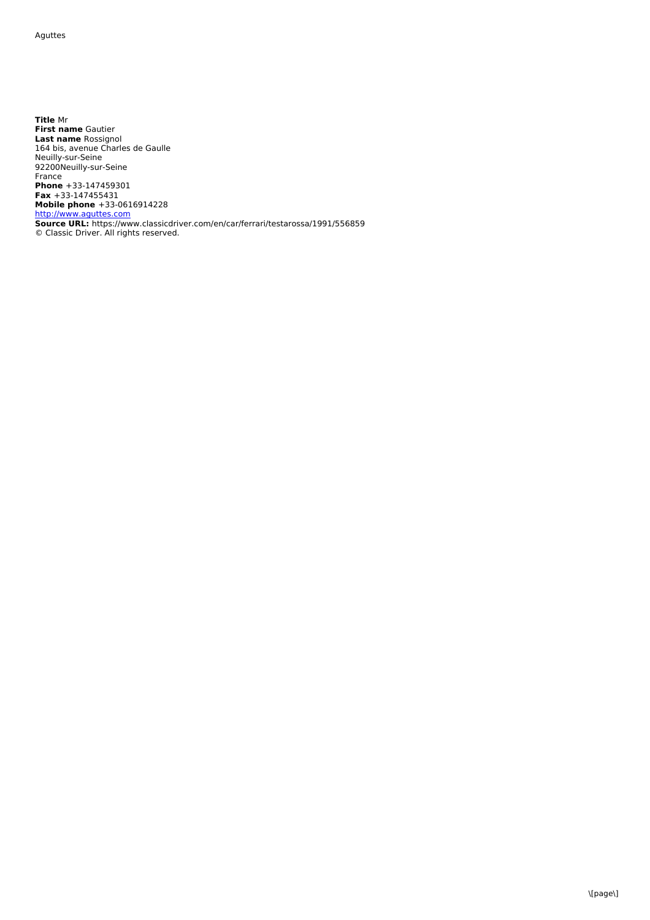Aguttes

**Title** Mr
**First name** Gautier
**Last name** Rossignol
164 bis, avenue Charles de Gaulle
Neuilly-sur-Seine
92200Neuilly-sur-Seine
France
**Phone** +33-147459301
**Fax** +33-147455431
**Mobile phone** +33-0616914228
[http://www.aguttes.com](http://www.aguttes.com)
**Source URL:** https://www.classicdriver.com/en/car/ferrari/testarossa/1991/556859
© Classic Driver. All rights reserved.